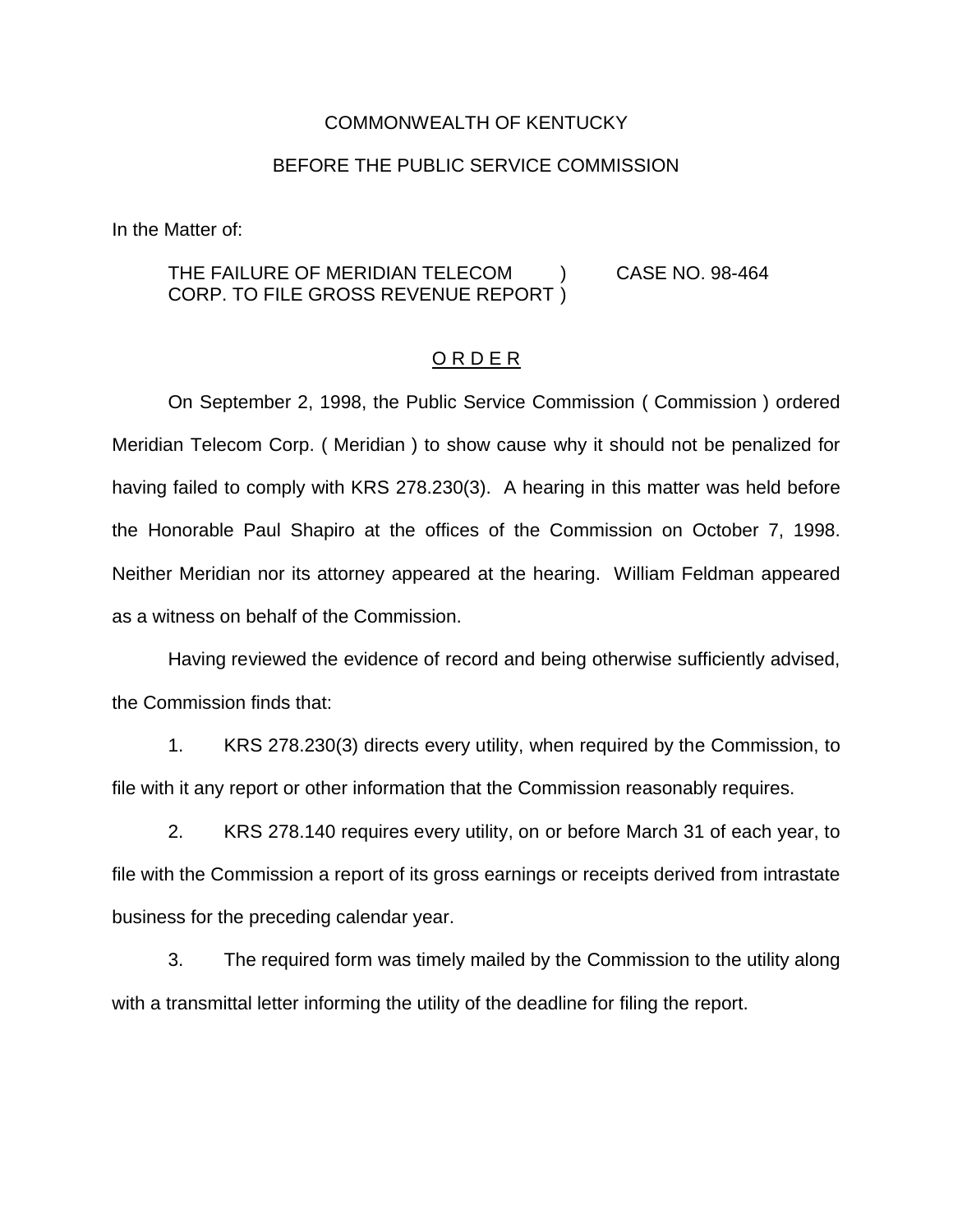COMMONWEALTH OF KENTUCKY

BEFORE THE PUBLIC SERVICE COMMISSION

In the Matter of:

THE FAILURE OF MERIDIAN TELECOM CORP. TO FILE GROSS REVENUE REPORT ) CASE NO. 98-464

O R D E R

On September 2, 1998, the Public Service Commission ( Commission ) ordered Meridian Telecom Corp. ( Meridian ) to show cause why it should not be penalized for having failed to comply with KRS 278.230(3). A hearing in this matter was held before the Honorable Paul Shapiro at the offices of the Commission on October 7, 1998. Neither Meridian nor its attorney appeared at the hearing. William Feldman appeared as a witness on behalf of the Commission.

Having reviewed the evidence of record and being otherwise sufficiently advised, the Commission finds that:

1. KRS 278.230(3) directs every utility, when required by the Commission, to file with it any report or other information that the Commission reasonably requires.

2. KRS 278.140 requires every utility, on or before March 31 of each year, to file with the Commission a report of its gross earnings or receipts derived from intrastate business for the preceding calendar year.

3. The required form was timely mailed by the Commission to the utility along with a transmittal letter informing the utility of the deadline for filing the report.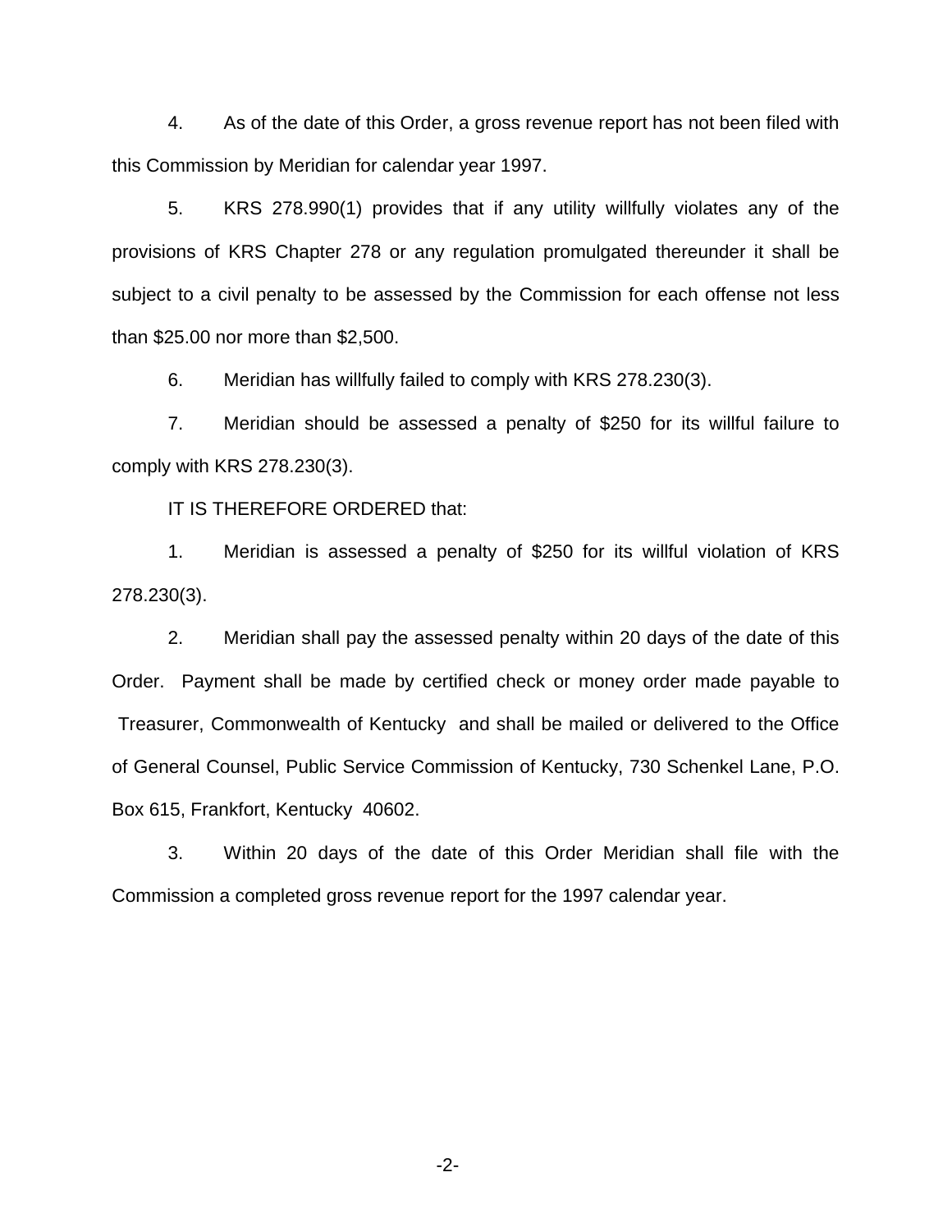4. As of the date of this Order, a gross revenue report has not been filed with this Commission by Meridian for calendar year 1997.

5. KRS 278.990(1) provides that if any utility willfully violates any of the provisions of KRS Chapter 278 or any regulation promulgated thereunder it shall be subject to a civil penalty to be assessed by the Commission for each offense not less than $25.00 nor more than $2,500.

6. Meridian has willfully failed to comply with KRS 278.230(3).

7. Meridian should be assessed a penalty of $250 for its willful failure to comply with KRS 278.230(3).

IT IS THEREFORE ORDERED that:

1. Meridian is assessed a penalty of $250 for its willful violation of KRS 278.230(3).

2. Meridian shall pay the assessed penalty within 20 days of the date of this Order. Payment shall be made by certified check or money order made payable to Treasurer, Commonwealth of Kentucky and shall be mailed or delivered to the Office of General Counsel, Public Service Commission of Kentucky, 730 Schenkel Lane, P.O. Box 615, Frankfort, Kentucky 40602.

3. Within 20 days of the date of this Order Meridian shall file with the Commission a completed gross revenue report for the 1997 calendar year.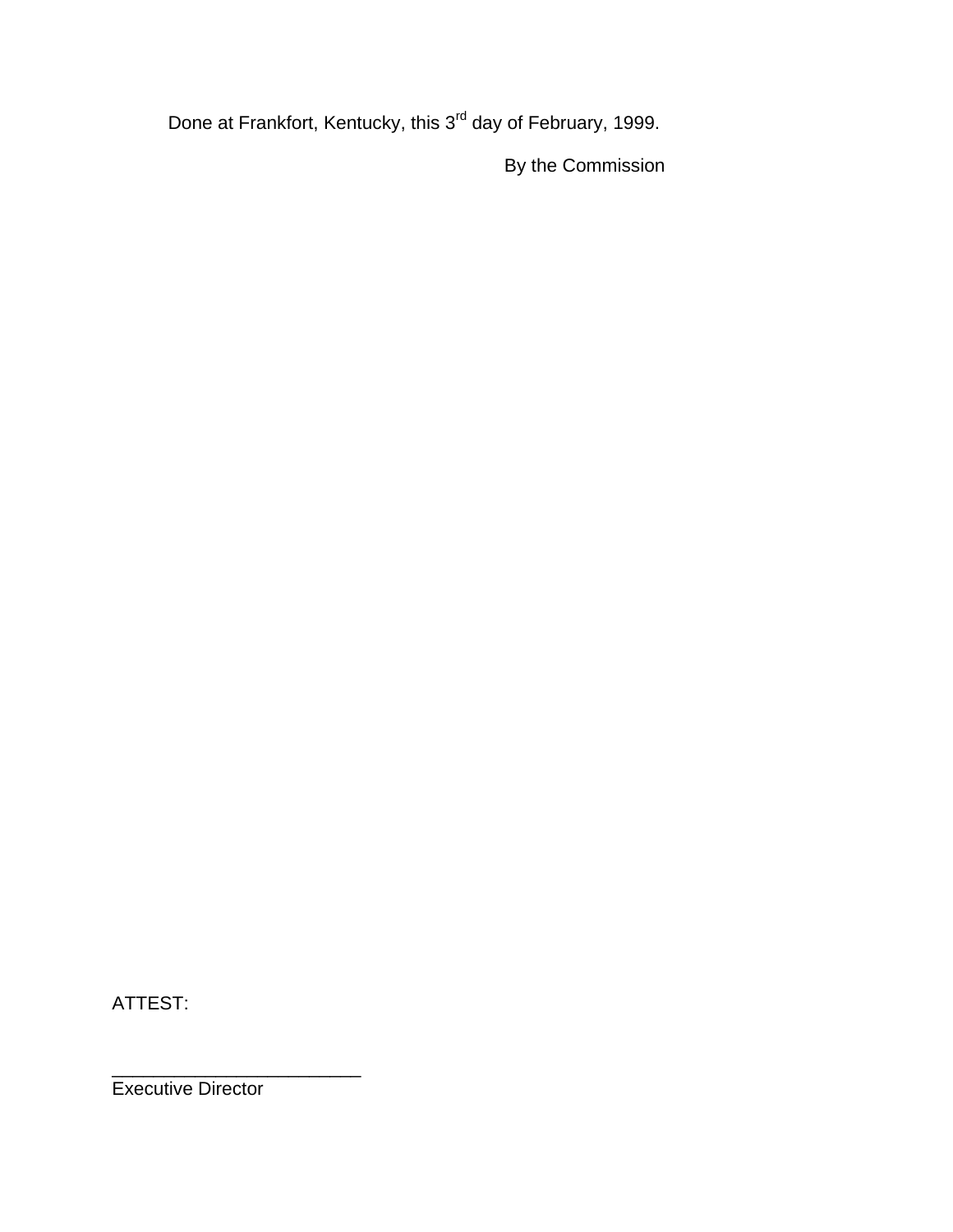Done at Frankfort, Kentucky, this 3rd day of February, 1999.

By the Commission

ATTEST:

________________________

Executive Director